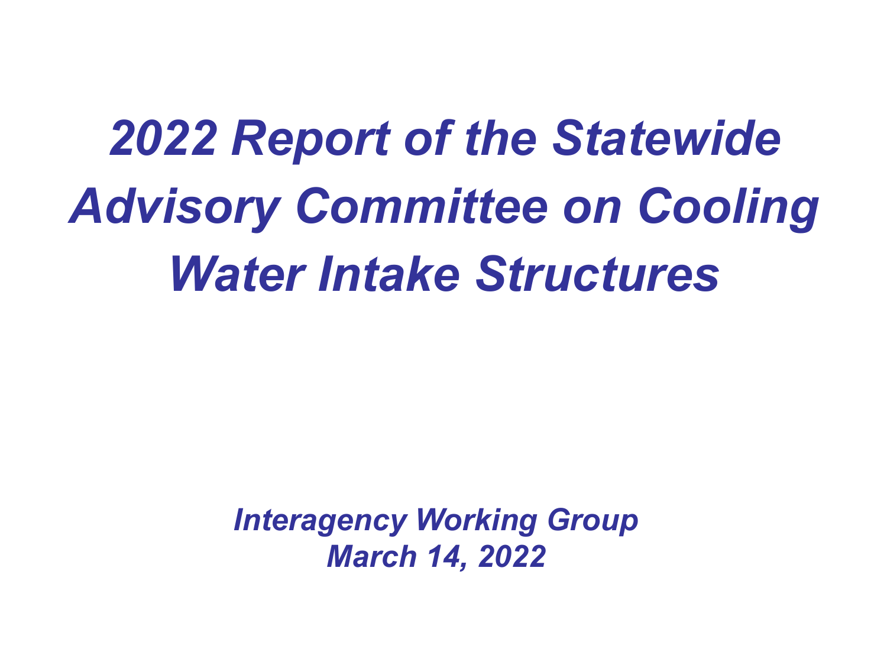# *2022 Report of the Statewide Advisory Committee on Cooling Water Intake Structures*

*Interagency Working Group*
*March 14, 2022*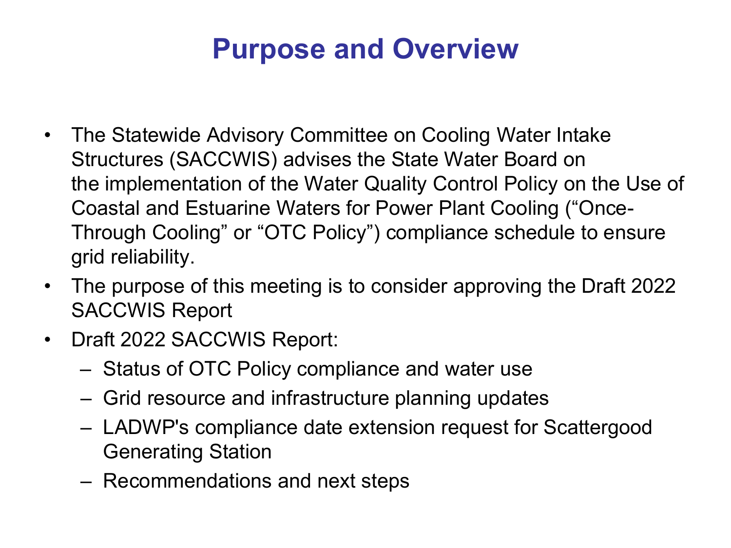# Purpose and Overview

- The Statewide Advisory Committee on Cooling Water Intake Structures (SACCWIS) advises the State Water Board on the implementation of the Water Quality Control Policy on the Use of Coastal and Estuarine Waters for Power Plant Cooling ("Once-Through Cooling" or "OTC Policy") compliance schedule to ensure grid reliability.
- The purpose of this meeting is to consider approving the Draft 2022 SACCWIS Report
- Draft 2022 SACCWIS Report:
  - Status of OTC Policy compliance and water use
  - Grid resource and infrastructure planning updates
  - LADWP's compliance date extension request for Scattergood Generating Station
  - Recommendations and next steps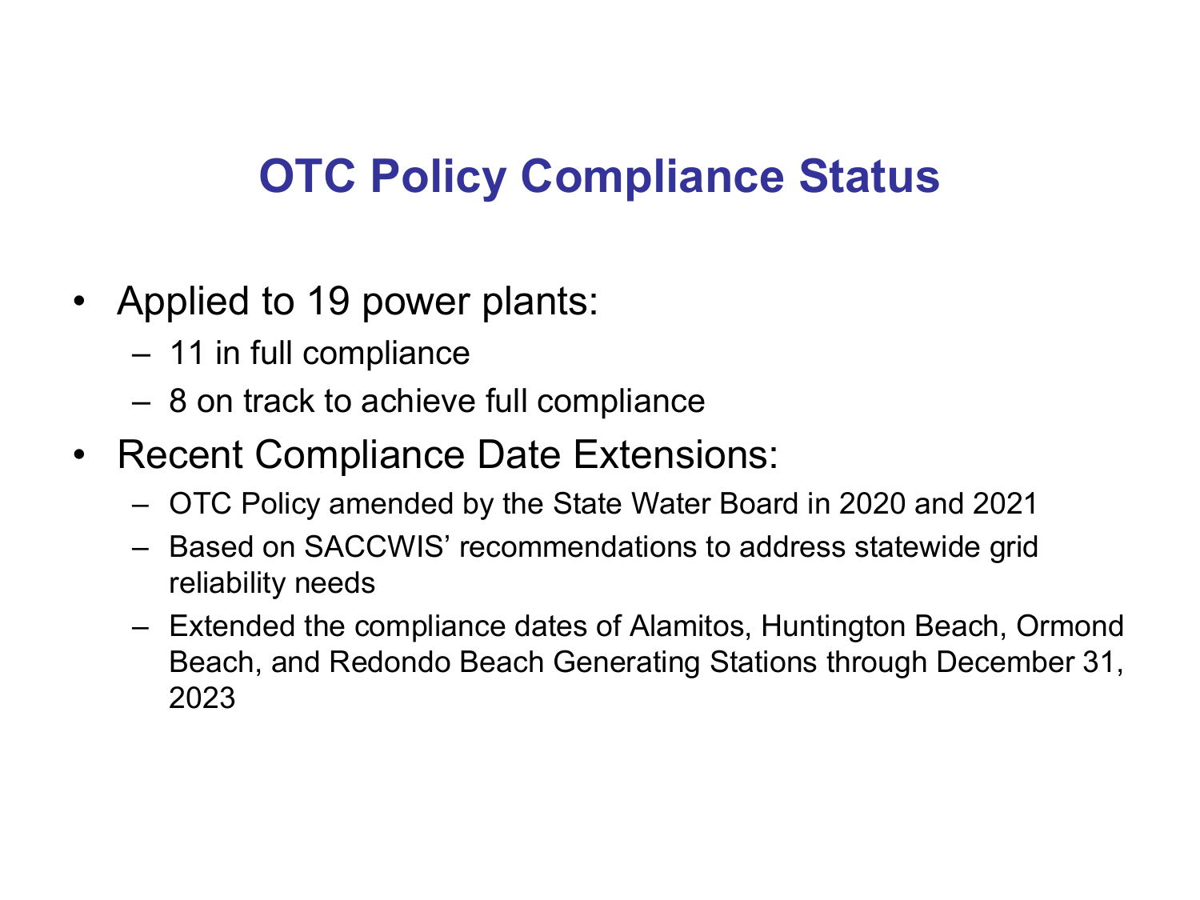# OTC Policy Compliance Status

- Applied to 19 power plants:
  - 11 in full compliance
  - 8 on track to achieve full compliance
- Recent Compliance Date Extensions:
  - OTC Policy amended by the State Water Board in 2020 and 2021
  - Based on SACCWIS' recommendations to address statewide grid reliability needs
  - Extended the compliance dates of Alamitos, Huntington Beach, Ormond Beach, and Redondo Beach Generating Stations through December 31, 2023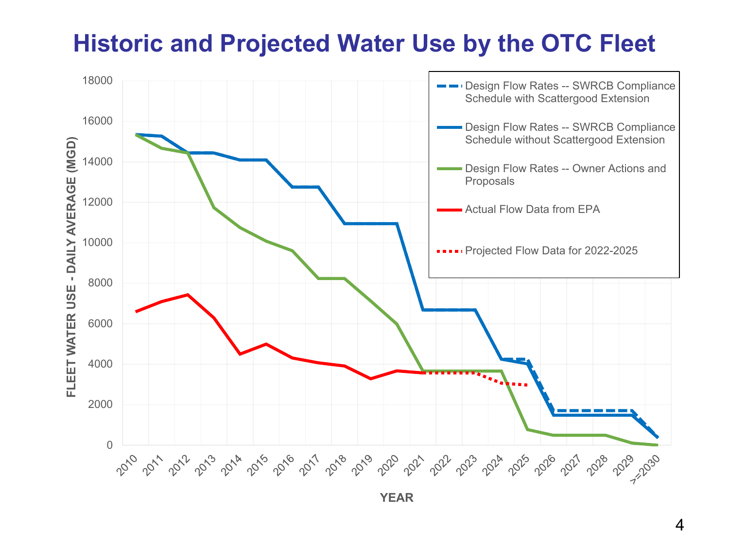# Historic and Projected Water Use by the OTC Fleet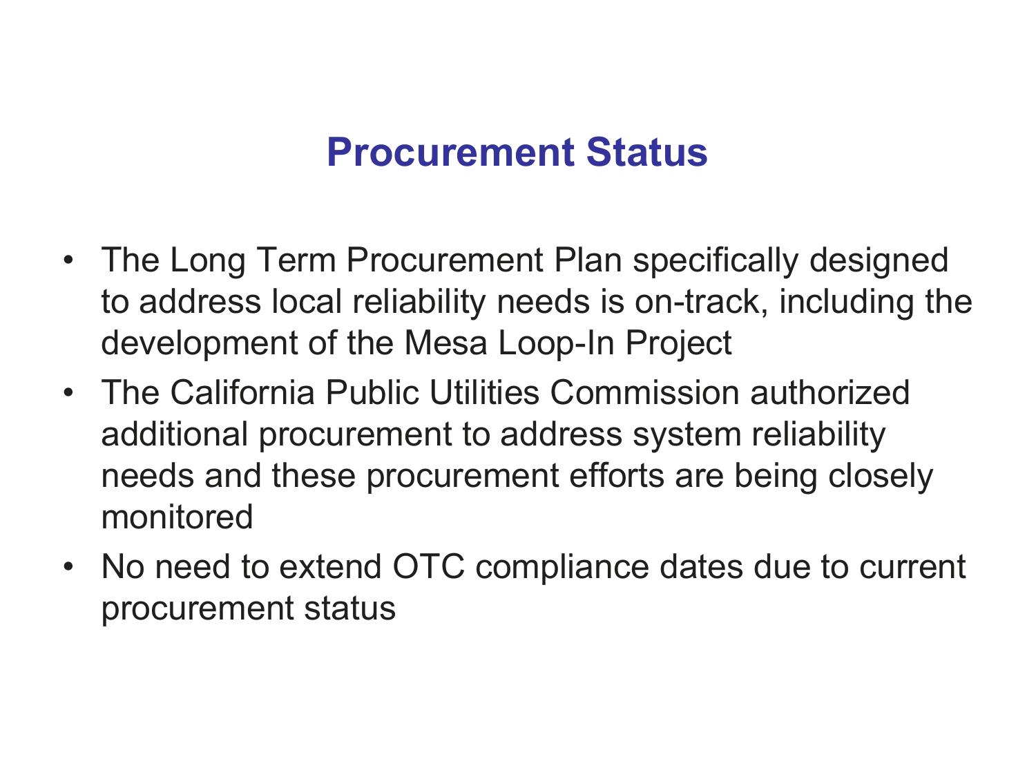# Procurement Status

- The Long Term Procurement Plan specifically designed to address local reliability needs is on-track, including the development of the Mesa Loop-In Project
- The California Public Utilities Commission authorized additional procurement to address system reliability needs and these procurement efforts are being closely monitored
- No need to extend OTC compliance dates due to current procurement status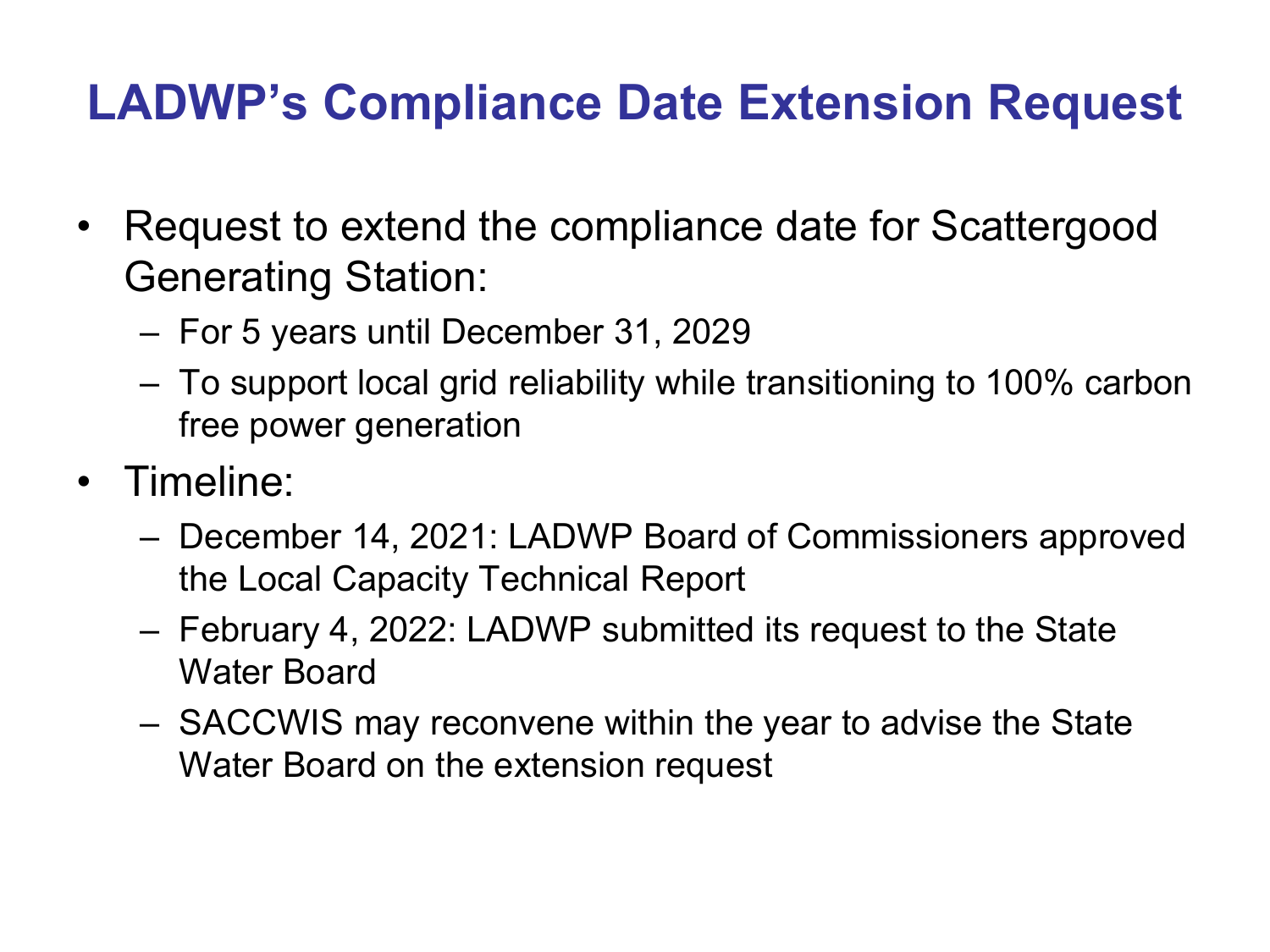# LADWP's Compliance Date Extension Request

- Request to extend the compliance date for Scattergood Generating Station:
  - For 5 years until December 31, 2029
  - To support local grid reliability while transitioning to 100% carbon free power generation
- Timeline:
  - December 14, 2021: LADWP Board of Commissioners approved the Local Capacity Technical Report
  - February 4, 2022: LADWP submitted its request to the State Water Board
  - SACCWIS may reconvene within the year to advise the State Water Board on the extension request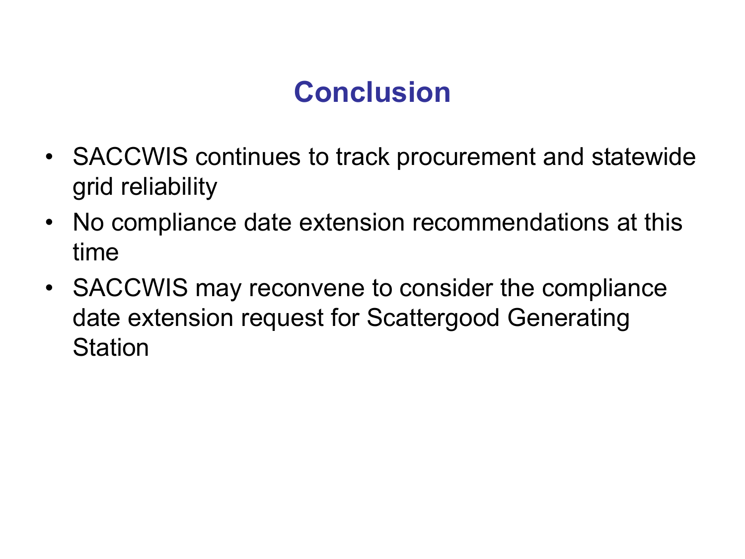# Conclusion

- SACCWIS continues to track procurement and statewide grid reliability
- No compliance date extension recommendations at this time
- SACCWIS may reconvene to consider the compliance date extension request for Scattergood Generating Station